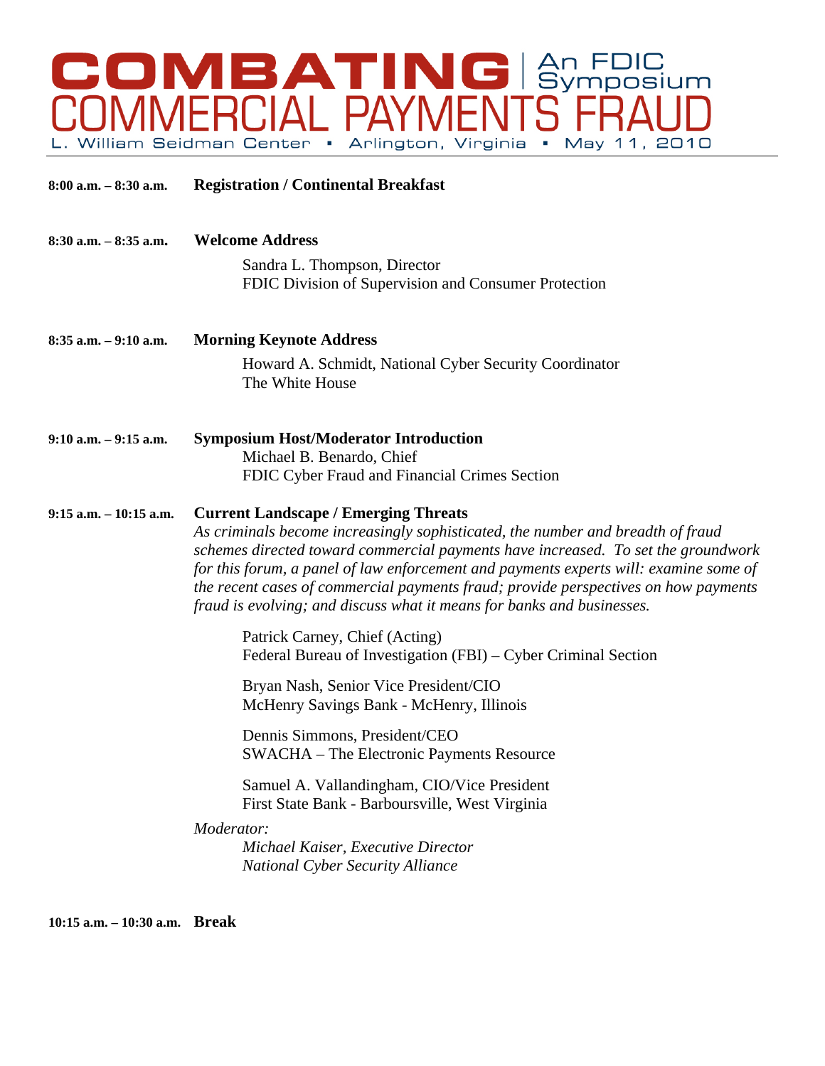# COMBATING COMMERCIAL PAYMENTS FRAUD | An FDIC Symposium

L. William Seidman Center ▪ Arlington, Virginia ▪ May 11, 2010

**8:00 a.m. – 8:30 a.m.** **Registration / Continental Breakfast**

**8:30 a.m. – 8:35 a.m.** **Welcome Address**

Sandra L. Thompson, Director
FDIC Division of Supervision and Consumer Protection

**8:35 a.m. – 9:10 a.m.** **Morning Keynote Address**

Howard A. Schmidt, National Cyber Security Coordinator
The White House

**9:10 a.m. – 9:15 a.m.** **Symposium Host/Moderator Introduction**

Michael B. Benardo, Chief
FDIC Cyber Fraud and Financial Crimes Section

**9:15 a.m. – 10:15 a.m.** **Current Landscape / Emerging Threats**

*As criminals become increasingly sophisticated, the number and breadth of fraud schemes directed toward commercial payments have increased. To set the groundwork for this forum, a panel of law enforcement and payments experts will: examine some of the recent cases of commercial payments fraud; provide perspectives on how payments fraud is evolving; and discuss what it means for banks and businesses.*

Patrick Carney, Chief (Acting)
Federal Bureau of Investigation (FBI) – Cyber Criminal Section

Bryan Nash, Senior Vice President/CIO
McHenry Savings Bank - McHenry, Illinois

Dennis Simmons, President/CEO
SWACHA – The Electronic Payments Resource

Samuel A. Vallandingham, CIO/Vice President
First State Bank - Barboursville, West Virginia

*Moderator:*

*Michael Kaiser, Executive Director*
*National Cyber Security Alliance*

**10:15 a.m. – 10:30 a.m.** **Break**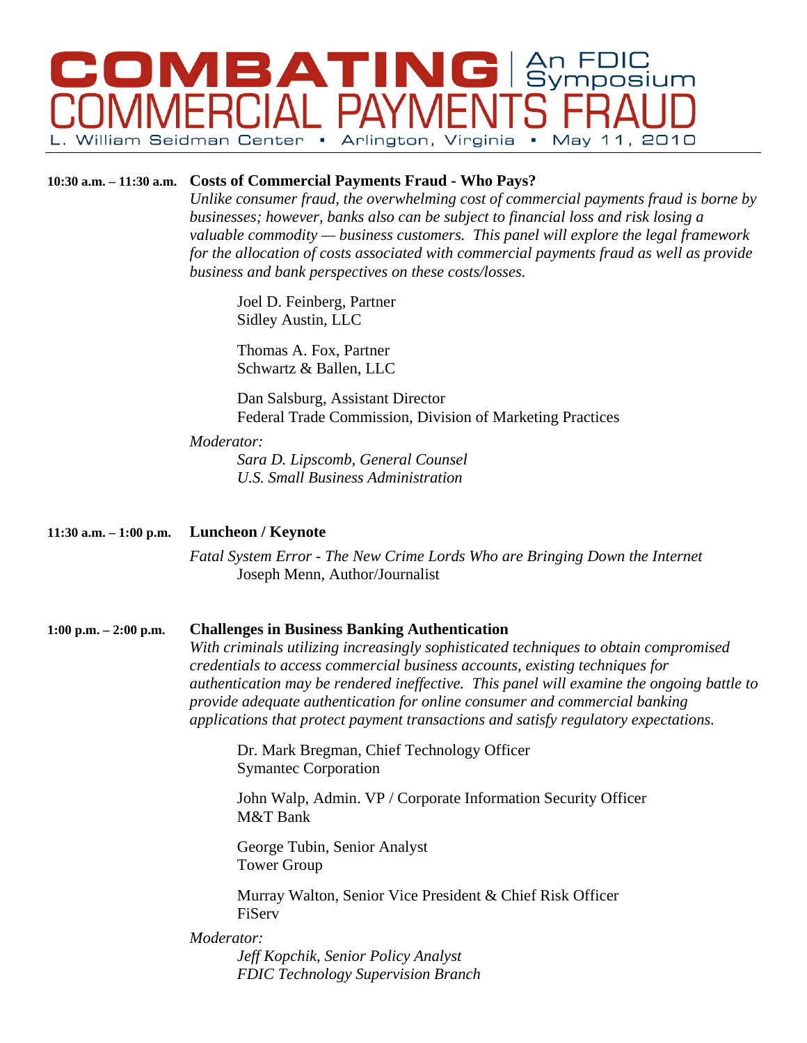# COMBATING COMMERCIAL PAYMENTS FRAUD | An FDIC Symposium

L. William Seidman Center ▪ Arlington, Virginia ▪ May 11, 2010

**10:30 a.m. – 11:30 a.m.** **Costs of Commercial Payments Fraud - Who Pays?**

*Unlike consumer fraud, the overwhelming cost of commercial payments fraud is borne by businesses; however, banks also can be subject to financial loss and risk losing a valuable commodity — business customers. This panel will explore the legal framework for the allocation of costs associated with commercial payments fraud as well as provide business and bank perspectives on these costs/losses.*

Joel D. Feinberg, Partner
Sidley Austin, LLC

Thomas A. Fox, Partner
Schwartz & Ballen, LLC

Dan Salsburg, Assistant Director
Federal Trade Commission, Division of Marketing Practices

*Moderator:*

*Sara D. Lipscomb, General Counsel*
*U.S. Small Business Administration*

**11:30 a.m. – 1:00 p.m.** **Luncheon / Keynote**

*Fatal System Error - The New Crime Lords Who are Bringing Down the Internet*
Joseph Menn, Author/Journalist

**1:00 p.m. – 2:00 p.m.** **Challenges in Business Banking Authentication**

*With criminals utilizing increasingly sophisticated techniques to obtain compromised credentials to access commercial business accounts, existing techniques for authentication may be rendered ineffective. This panel will examine the ongoing battle to provide adequate authentication for online consumer and commercial banking applications that protect payment transactions and satisfy regulatory expectations.*

Dr. Mark Bregman, Chief Technology Officer
Symantec Corporation

John Walp, Admin. VP / Corporate Information Security Officer
M&T Bank

George Tubin, Senior Analyst
Tower Group

Murray Walton, Senior Vice President & Chief Risk Officer
FiServ

*Moderator:*

*Jeff Kopchik, Senior Policy Analyst*
*FDIC Technology Supervision Branch*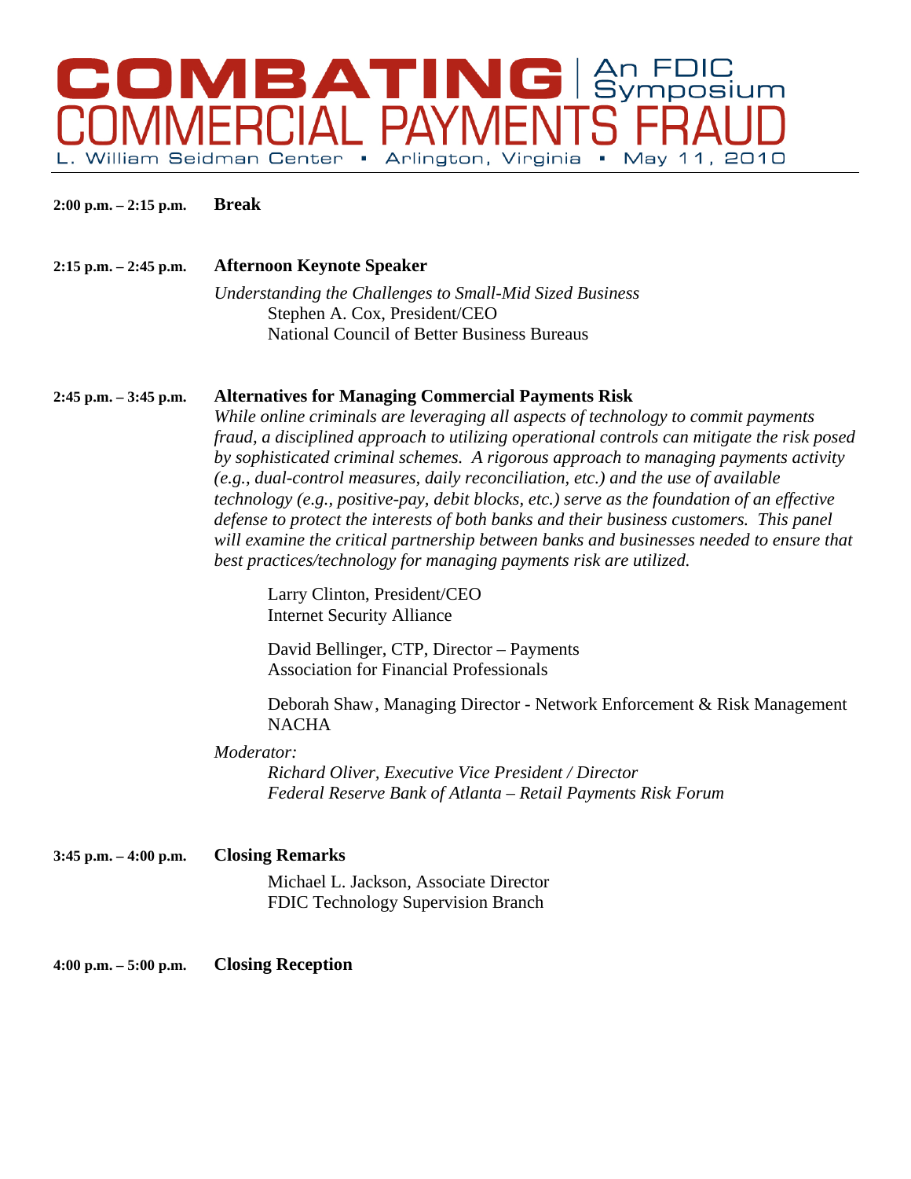# COMBATING COMMERCIAL PAYMENTS FRAUD

An FDIC Symposium

L. William Seidman Center • Arlington, Virginia • May 11, 2010

**2:00 p.m. – 2:15 p.m.** **Break**

**2:15 p.m. – 2:45 p.m.** **Afternoon Keynote Speaker**

*Understanding the Challenges to Small-Mid Sized Business*

Stephen A. Cox, President/CEO
National Council of Better Business Bureaus

**2:45 p.m. – 3:45 p.m.** **Alternatives for Managing Commercial Payments Risk**

*While online criminals are leveraging all aspects of technology to commit payments fraud, a disciplined approach to utilizing operational controls can mitigate the risk posed by sophisticated criminal schemes. A rigorous approach to managing payments activity (e.g., dual-control measures, daily reconciliation, etc.) and the use of available technology (e.g., positive-pay, debit blocks, etc.) serve as the foundation of an effective defense to protect the interests of both banks and their business customers. This panel will examine the critical partnership between banks and businesses needed to ensure that best practices/technology for managing payments risk are utilized.*

Larry Clinton, President/CEO
Internet Security Alliance

David Bellinger, CTP, Director – Payments
Association for Financial Professionals

Deborah Shaw, Managing Director - Network Enforcement & Risk Management
NACHA

*Moderator:*

*Richard Oliver, Executive Vice President / Director*
*Federal Reserve Bank of Atlanta – Retail Payments Risk Forum*

**3:45 p.m. – 4:00 p.m.** **Closing Remarks**

Michael L. Jackson, Associate Director
FDIC Technology Supervision Branch

**4:00 p.m. – 5:00 p.m.** **Closing Reception**